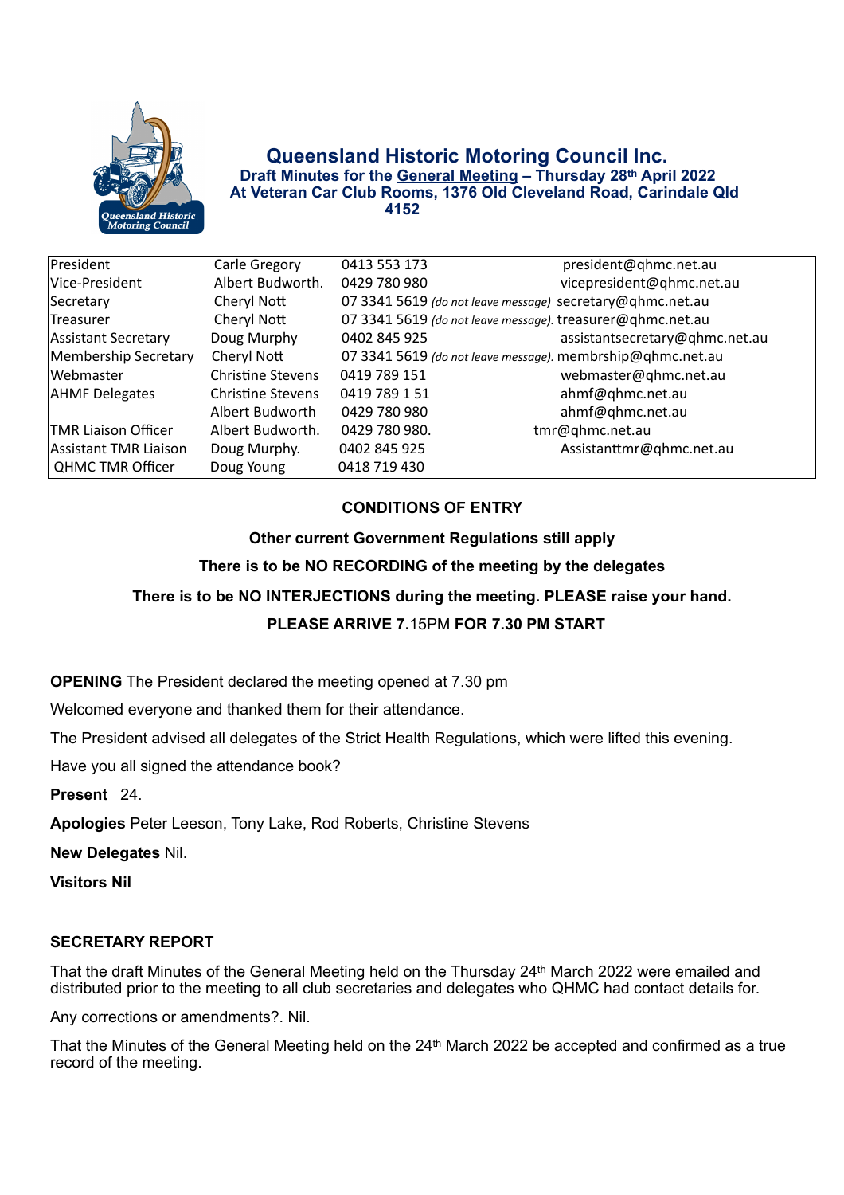# Queensland Historic Motoring Council Inc.

### Draft Minutes for the General Meeting – Thursday 28th April 2022
### At Veteran Car Club Rooms, 1376 Old Cleveland Road, Carindale Qld 4152

| | | | |
|---|---|---|---|
| President | Carle Gregory | 0413 553 173 | president@qhmc.net.au |
| Vice-President | Albert Budworth. | 0429 780 980 | vicepresident@qhmc.net.au |
| Secretary | Cheryl Nott | 07 3341 5619 *(do not leave message)* | secretary@qhmc.net.au |
| Treasurer | Cheryl Nott | 07 3341 5619 *(do not leave message).* | treasurer@qhmc.net.au |
| Assistant Secretary | Doug Murphy | 0402 845 925 | assistantsecretary@qhmc.net.au |
| Membership Secretary | Cheryl Nott | 07 3341 5619 *(do not leave message).* | membrship@qhmc.net.au |
| Webmaster | Christine Stevens | 0419 789 151 | webmaster@qhmc.net.au |
| AHMF Delegates | Christine Stevens | 0419 789 1 51 | ahmf@qhmc.net.au |
| | Albert Budworth | 0429 780 980 | ahmf@qhmc.net.au |
| TMR Liaison Officer | Albert Budworth. | 0429 780 980. | tmr@qhmc.net.au |
| Assistant TMR Liaison | Doug Murphy. | 0402 845 925 | Assistanttmr@qhmc.net.au |
| QHMC TMR Officer | Doug Young | 0418 719 430 | |

**CONDITIONS OF ENTRY**

**Other current Government Regulations still apply**

**There is to be NO RECORDING of the meeting by the delegates**

**There is to be NO INTERJECTIONS during the meeting. PLEASE raise your hand.**

**PLEASE ARRIVE 7.15PM FOR 7.30 PM START**

**OPENING** The President declared the meeting opened at 7.30 pm

Welcomed everyone and thanked them for their attendance.

The President advised all delegates of the Strict Health Regulations, which were lifted this evening.

Have you all signed the attendance book?

**Present** 24.

**Apologies** Peter Leeson, Tony Lake, Rod Roberts, Christine Stevens

**New Delegates** Nil.

**Visitors Nil**

**SECRETARY REPORT**

That the draft Minutes of the General Meeting held on the Thursday 24th March 2022 were emailed and distributed prior to the meeting to all club secretaries and delegates who QHMC had contact details for.

Any corrections or amendments?. Nil.

That the Minutes of the General Meeting held on the 24th March 2022 be accepted and confirmed as a true record of the meeting.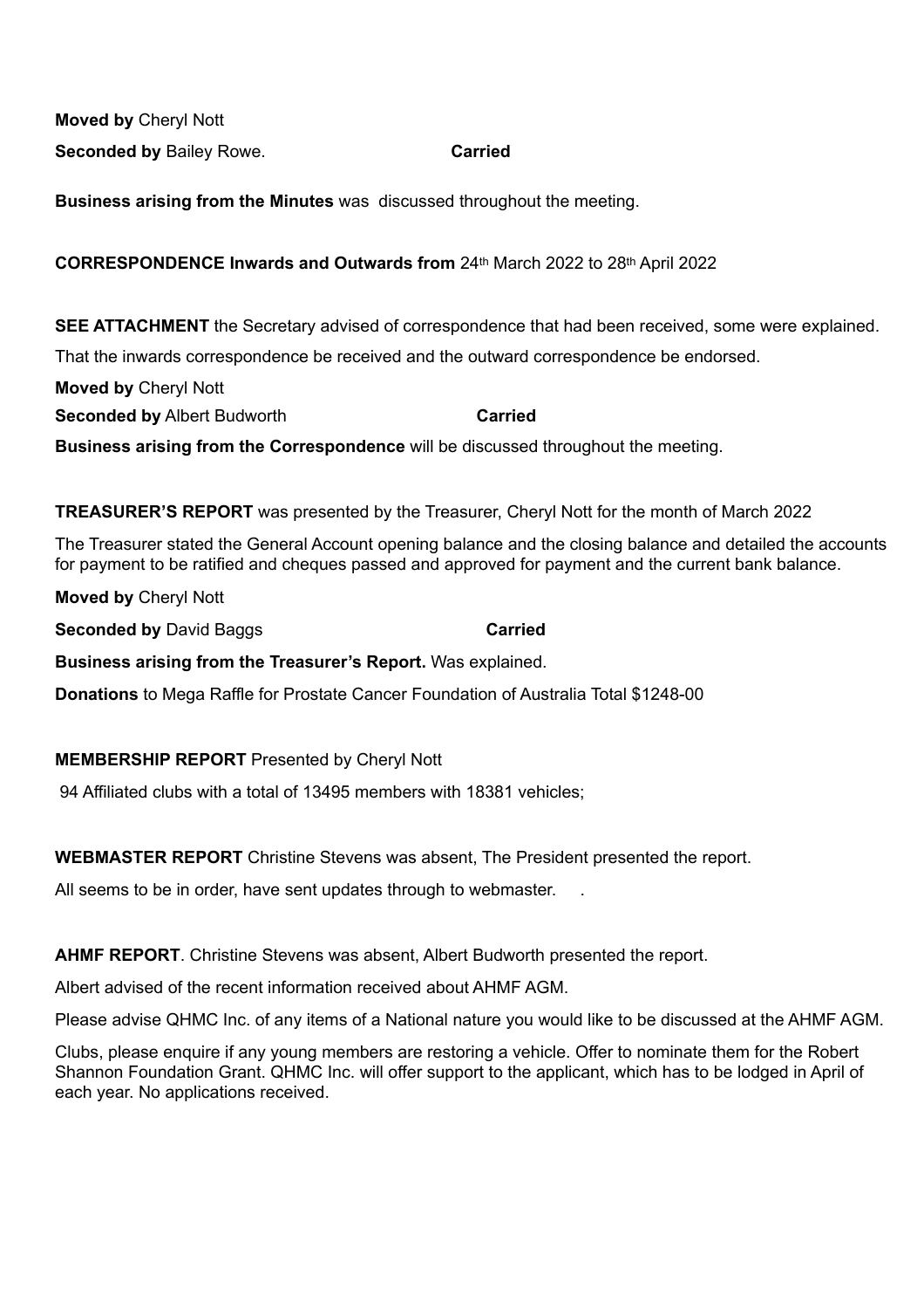**Moved by** Cheryl Nott

**Seconded by** Bailey Rowe. **Carried**

**Business arising from the Minutes** was discussed throughout the meeting.

**CORRESPONDENCE Inwards and Outwards from** 24th March 2022 to 28th April 2022

**SEE ATTACHMENT** the Secretary advised of correspondence that had been received, some were explained.

That the inwards correspondence be received and the outward correspondence be endorsed.

**Moved by** Cheryl Nott

**Seconded by** Albert Budworth **Carried**

**Business arising from the Correspondence** will be discussed throughout the meeting.

**TREASURER'S REPORT** was presented by the Treasurer, Cheryl Nott for the month of March 2022

The Treasurer stated the General Account opening balance and the closing balance and detailed the accounts for payment to be ratified and cheques passed and approved for payment and the current bank balance.

**Moved by** Cheryl Nott

**Seconded by** David Baggs **Carried**

**Business arising from the Treasurer's Report.** Was explained.

**Donations** to Mega Raffle for Prostate Cancer Foundation of Australia Total $1248-00

**MEMBERSHIP REPORT** Presented by Cheryl Nott

94 Affiliated clubs with a total of 13495 members with 18381 vehicles;

**WEBMASTER REPORT** Christine Stevens was absent, The President presented the report.

All seems to be in order, have sent updates through to webmaster. .

**AHMF REPORT**. Christine Stevens was absent, Albert Budworth presented the report.

Albert advised of the recent information received about AHMF AGM.

Please advise QHMC Inc. of any items of a National nature you would like to be discussed at the AHMF AGM.

Clubs, please enquire if any young members are restoring a vehicle. Offer to nominate them for the Robert Shannon Foundation Grant. QHMC Inc. will offer support to the applicant, which has to be lodged in April of each year. No applications received.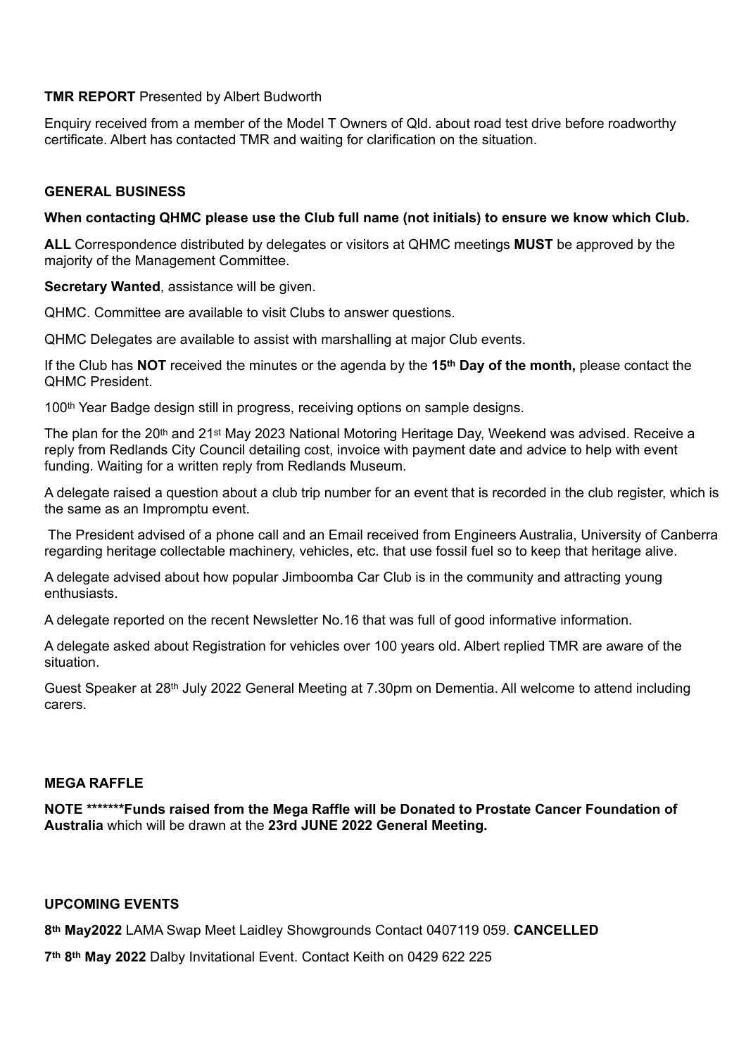**TMR REPORT** Presented by Albert Budworth

Enquiry received from a member of the Model T Owners of Qld. about road test drive before roadworthy certificate. Albert has contacted TMR and waiting for clarification on the situation.

**GENERAL BUSINESS**

**When contacting QHMC please use the Club full name (not initials) to ensure we know which Club.**

**ALL** Correspondence distributed by delegates or visitors at QHMC meetings **MUST** be approved by the majority of the Management Committee.

**Secretary Wanted**, assistance will be given.

QHMC. Committee are available to visit Clubs to answer questions.

QHMC Delegates are available to assist with marshalling at major Club events.

If the Club has **NOT** received the minutes or the agenda by the **15th Day of the month,** please contact the QHMC President.

100th Year Badge design still in progress, receiving options on sample designs.

The plan for the 20th and 21st May 2023 National Motoring Heritage Day, Weekend was advised. Receive a reply from Redlands City Council detailing cost, invoice with payment date and advice to help with event funding. Waiting for a written reply from Redlands Museum.

A delegate raised a question about a club trip number for an event that is recorded in the club register, which is the same as an Impromptu event.

The President advised of a phone call and an Email received from Engineers Australia, University of Canberra regarding heritage collectable machinery, vehicles, etc. that use fossil fuel so to keep that heritage alive.

A delegate advised about how popular Jimboomba Car Club is in the community and attracting young enthusiasts.

A delegate reported on the recent Newsletter No.16 that was full of good informative information.

A delegate asked about Registration for vehicles over 100 years old. Albert replied TMR are aware of the situation.

Guest Speaker at 28th July 2022 General Meeting at 7.30pm on Dementia. All welcome to attend including carers.

**MEGA RAFFLE**

**NOTE *******Funds raised from the Mega Raffle will be Donated to Prostate Cancer Foundation of Australia** which will be drawn at the **23rd JUNE 2022 General Meeting.**

**UPCOMING EVENTS**

**8th May2022** LAMA Swap Meet Laidley Showgrounds Contact 0407119 059. **CANCELLED**

**7th 8th May 2022** Dalby Invitational Event. Contact Keith on 0429 622 225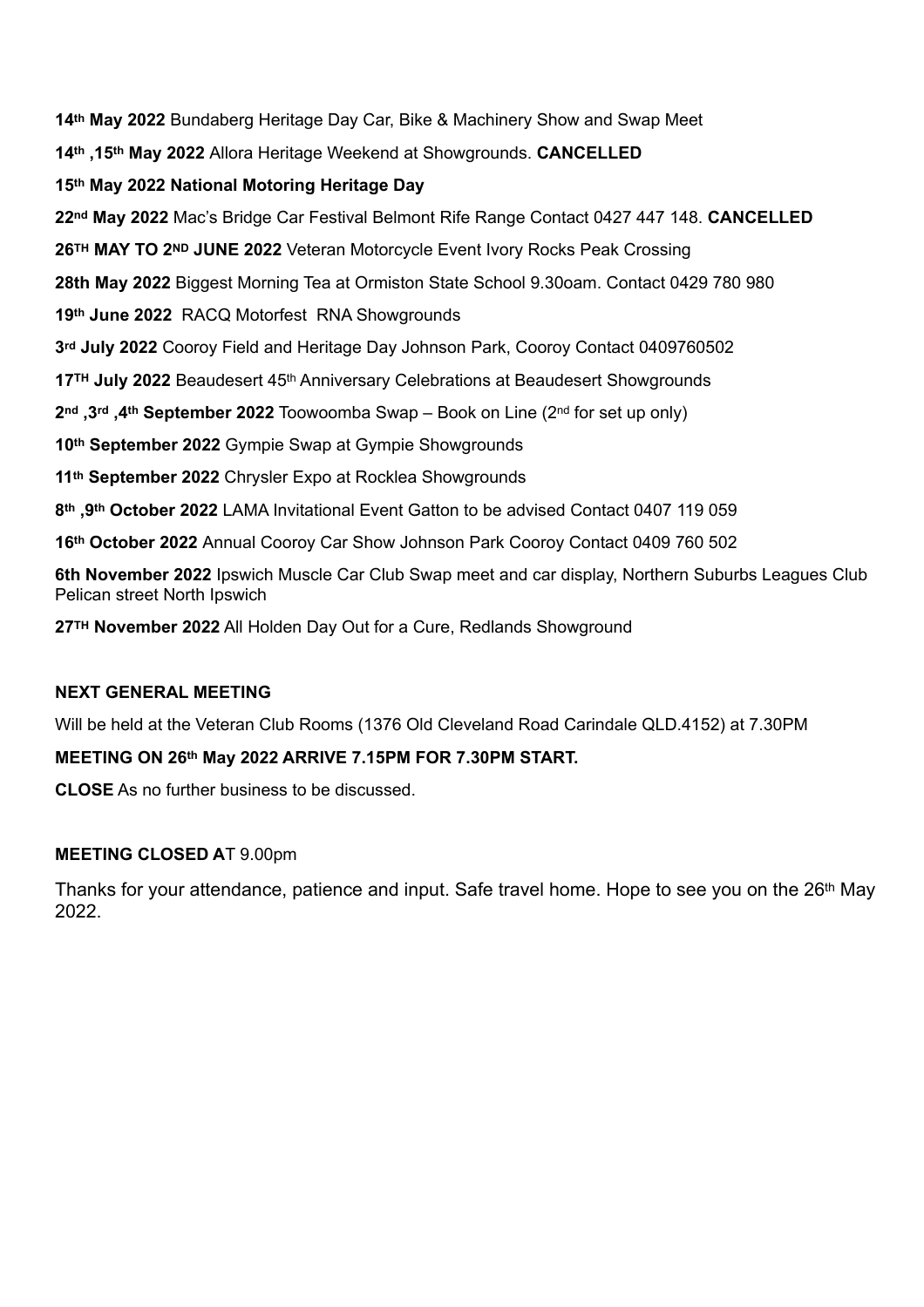**14th May 2022** Bundaberg Heritage Day Car, Bike & Machinery Show and Swap Meet

**14th ,15th May 2022** Allora Heritage Weekend at Showgrounds. **CANCELLED**

**15th May 2022 National Motoring Heritage Day**

**22nd May 2022** Mac's Bridge Car Festival Belmont Rife Range Contact 0427 447 148. **CANCELLED**

**26TH MAY TO 2ND JUNE 2022** Veteran Motorcycle Event Ivory Rocks Peak Crossing

**28th May 2022** Biggest Morning Tea at Ormiston State School 9.30oam. Contact 0429 780 980

**19th June 2022** RACQ Motorfest RNA Showgrounds

**3rd July 2022** Cooroy Field and Heritage Day Johnson Park, Cooroy Contact 0409760502

**17TH July 2022** Beaudesert 45th Anniversary Celebrations at Beaudesert Showgrounds

**2nd ,3rd ,4th September 2022** Toowoomba Swap – Book on Line (2nd for set up only)

**10th September 2022** Gympie Swap at Gympie Showgrounds

**11th September 2022** Chrysler Expo at Rocklea Showgrounds

**8th ,9th October 2022** LAMA Invitational Event Gatton to be advised Contact 0407 119 059

**16th October 2022** Annual Cooroy Car Show Johnson Park Cooroy Contact 0409 760 502

**6th November 2022** Ipswich Muscle Car Club Swap meet and car display, Northern Suburbs Leagues Club Pelican street North Ipswich

**27TH November 2022** All Holden Day Out for a Cure, Redlands Showground

**NEXT GENERAL MEETING**

Will be held at the Veteran Club Rooms (1376 Old Cleveland Road Carindale QLD.4152) at 7.30PM

**MEETING ON 26th May 2022 ARRIVE 7.15PM FOR 7.30PM START.**

**CLOSE** As no further business to be discussed.

**MEETING CLOSED A**T 9.00pm

Thanks for your attendance, patience and input. Safe travel home. Hope to see you on the 26th May 2022.